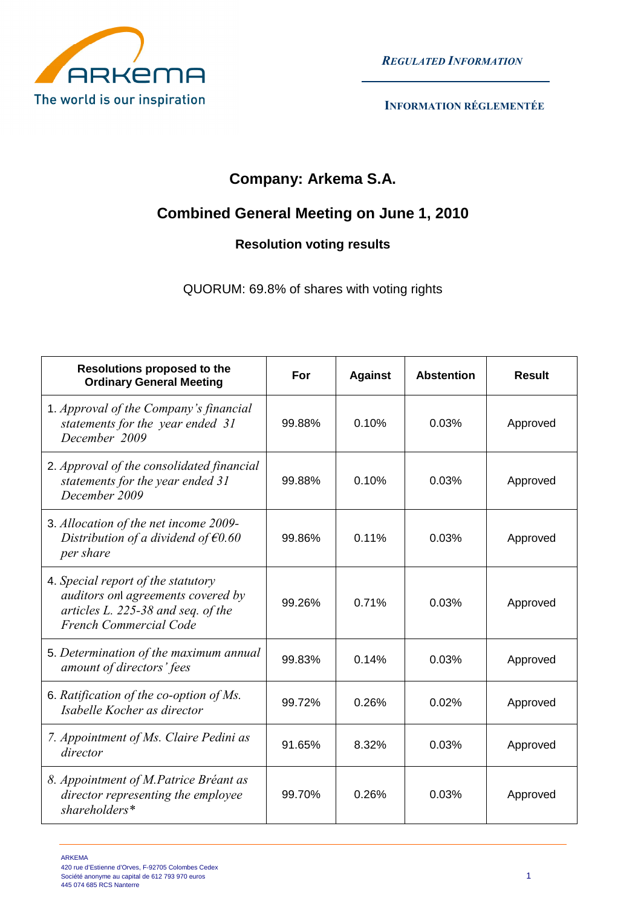REGULATED INFORMATION

INFORMATION RÉGLEMENTÉE

# Company: Arkema S.A.

## Combined General Meeting on June 1, 2010

### Resolution voting results

QUORUM: 69.8% of shares with voting rights

| Resolutions proposed to the Ordinary General Meeting | For | Against | Abstention | Result |
|---|---|---|---|---|
| 1. *Approval of the Company's financial statements for the year ended 31 December 2009* | 99.88% | 0.10% | 0.03% | Approved |
| 2. *Approval of the consolidated financial statements for the year ended 31 December 2009* | 99.88% | 0.10% | 0.03% | Approved |
| 3. *Allocation of the net income 2009- Distribution of a dividend of €0.60 per share* | 99.86% | 0.11% | 0.03% | Approved |
| 4. *Special report of the statutory auditors onl agreements covered by articles L. 225-38 and seq. of the French Commercial Code* | 99.26% | 0.71% | 0.03% | Approved |
| 5. *Determination of the maximum annual amount of directors' fees* | 99.83% | 0.14% | 0.03% | Approved |
| 6. *Ratification of the co-option of Ms. Isabelle Kocher as director* | 99.72% | 0.26% | 0.02% | Approved |
| *7. Appointment of Ms. Claire Pedini as director* | 91.65% | 8.32% | 0.03% | Approved |
| *8. Appointment of M.Patrice Bréant as director representing the employee shareholders** | 99.70% | 0.26% | 0.03% | Approved |

ARKEMA
420 rue d'Estienne d'Orves, F-92705 Colombes Cedex
Société anonyme au capital de 612 793 970 euros
445 074 685 RCS Nanterre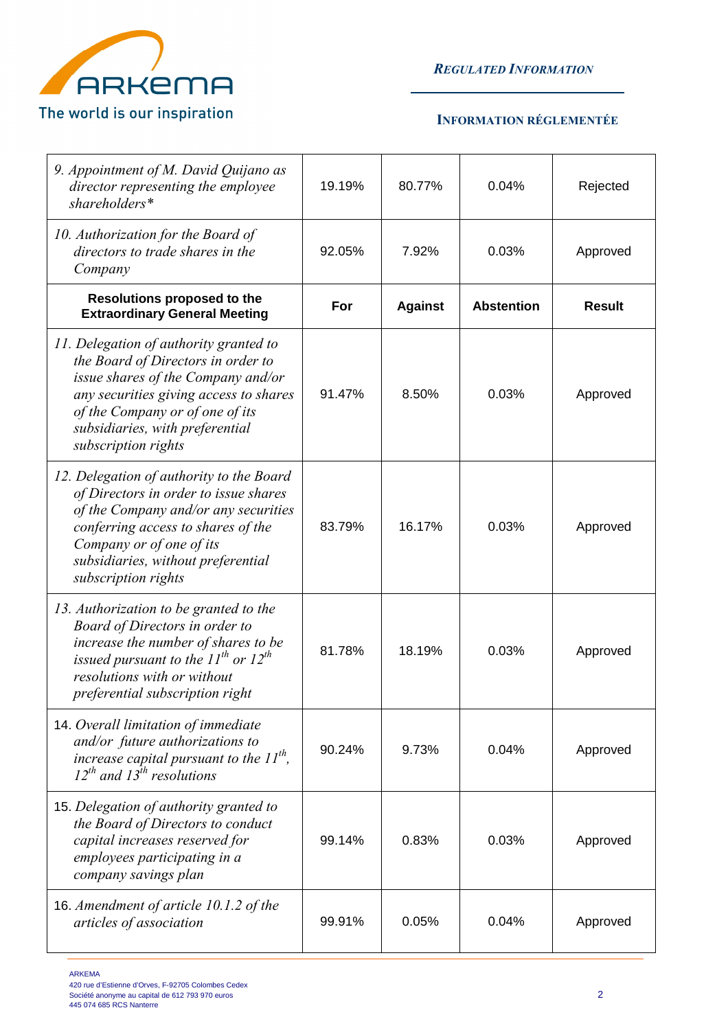| | | | | |
|---|---|---|---|---|
| *9. Appointment of M. David Quijano as director representing the employee shareholders** | 19.19% | 80.77% | 0.04% | Rejected |
| *10. Authorization for the Board of directors to trade shares in the Company* | 92.05% | 7.92% | 0.03% | Approved |
| **Resolutions proposed to the Extraordinary General Meeting** | **For** | **Against** | **Abstention** | **Result** |
| *11. Delegation of authority granted to the Board of Directors in order to issue shares of the Company and/or any securities giving access to shares of the Company or of one of its subsidiaries, with preferential subscription rights* | 91.47% | 8.50% | 0.03% | Approved |
| *12. Delegation of authority to the Board of Directors in order to issue shares of the Company and/or any securities conferring access to shares of the Company or of one of its subsidiaries, without preferential subscription rights* | 83.79% | 16.17% | 0.03% | Approved |
| *13. Authorization to be granted to the Board of Directors in order to increase the number of shares to be issued pursuant to the 11th or 12th resolutions with or without preferential subscription right* | 81.78% | 18.19% | 0.03% | Approved |
| 14. *Overall limitation of immediate and/or future authorizations to increase capital pursuant to the 11th, 12th and 13th resolutions* | 90.24% | 9.73% | 0.04% | Approved |
| 15. *Delegation of authority granted to the Board of Directors to conduct capital increases reserved for employees participating in a company savings plan* | 99.14% | 0.83% | 0.03% | Approved |
| 16. *Amendment of article 10.1.2 of the articles of association* | 99.91% | 0.05% | 0.04% | Approved |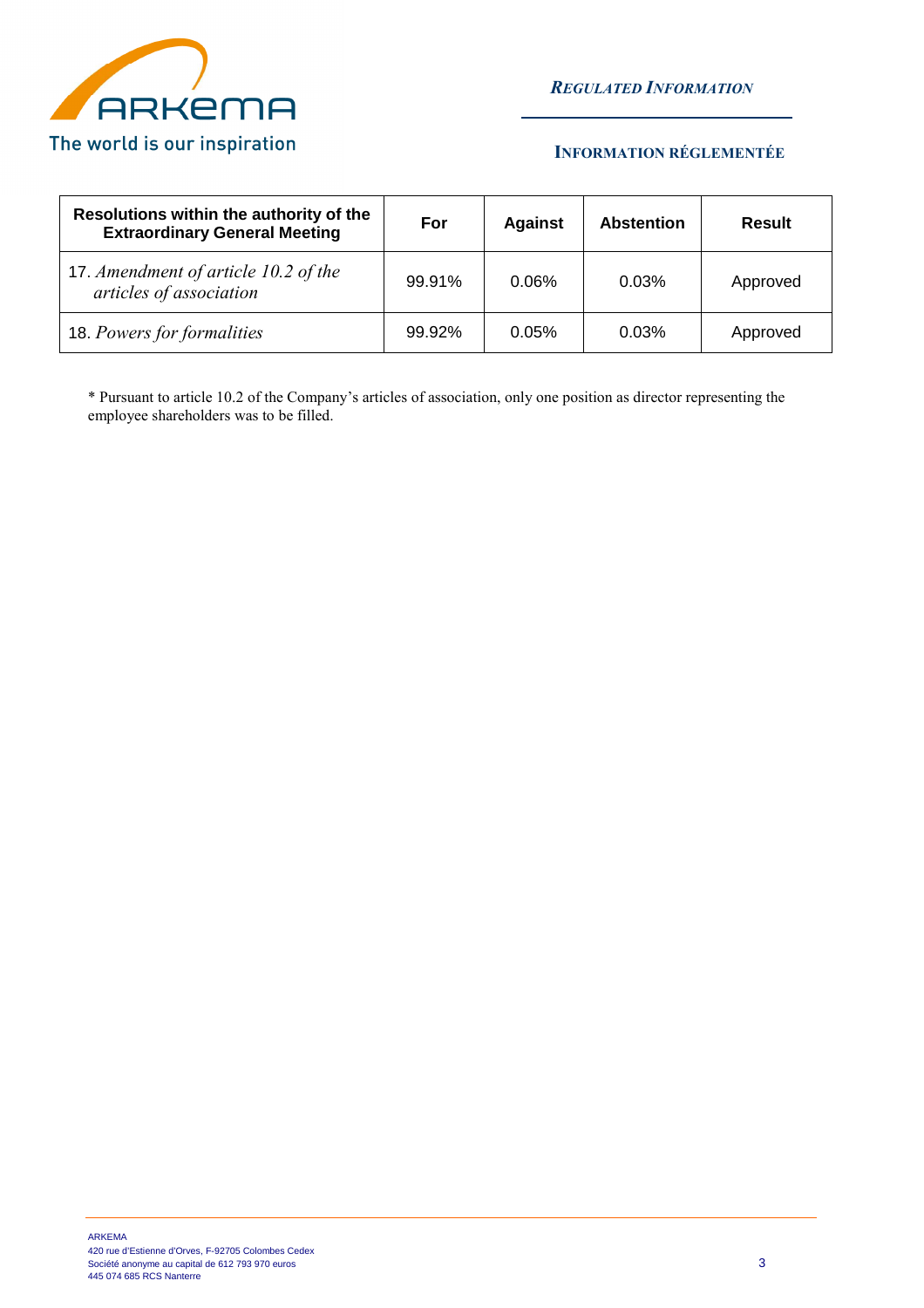| Resolutions within the authority of the Extraordinary General Meeting | For | Against | Abstention | Result |
|---|---|---|---|---|
| 17. *Amendment of article 10.2 of the articles of association* | 99.91% | 0.06% | 0.03% | Approved |
| 18. *Powers for formalities* | 99.92% | 0.05% | 0.03% | Approved |

* Pursuant to article 10.2 of the Company's articles of association, only one position as director representing the employee shareholders was to be filled.

ARKEMA
420 rue d'Estienne d'Orves, F-92705 Colombes Cedex
Société anonyme au capital de 612 793 970 euros
445 074 685 RCS Nanterre